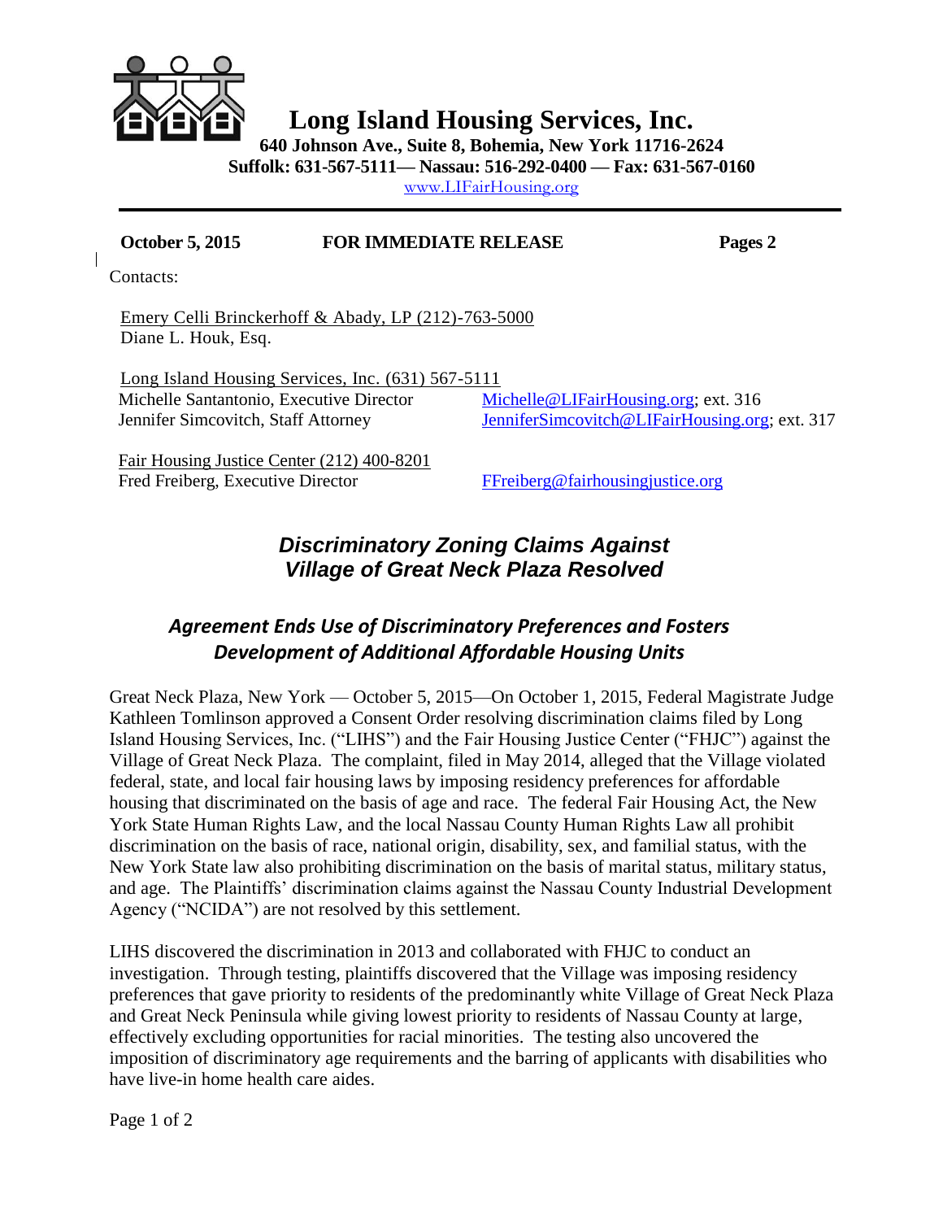# Long Island Housing Services, Inc.

**640 Johnson Ave., Suite 8, Bohemia, New York 11716-2624**
**Suffolk: 631-567-5111— Nassau: 516-292-0400 — Fax: 631-567-0160**
www.LIFairHousing.org

**October 5, 2015** **FOR IMMEDIATE RELEASE** **Pages 2**

Contacts:

Emery Celli Brinckerhoff & Abady, LP (212)-763-5000
Diane L. Houk, Esq.

Long Island Housing Services, Inc. (631) 567-5111
Michelle Santantonio, Executive Director — Michelle@LIFairHousing.org; ext. 316
Jennifer Simcovitch, Staff Attorney — JenniferSimcovitch@LIFairHousing.org; ext. 317

Fair Housing Justice Center (212) 400-8201
Fred Freiberg, Executive Director — FFreiberg@fairhousingjustice.org

## *Discriminatory Zoning Claims Against Village of Great Neck Plaza Resolved*

### *Agreement Ends Use of Discriminatory Preferences and Fosters Development of Additional Affordable Housing Units*

Great Neck Plaza, New York — October 5, 2015—On October 1, 2015, Federal Magistrate Judge Kathleen Tomlinson approved a Consent Order resolving discrimination claims filed by Long Island Housing Services, Inc. ("LIHS") and the Fair Housing Justice Center ("FHJC") against the Village of Great Neck Plaza. The complaint, filed in May 2014, alleged that the Village violated federal, state, and local fair housing laws by imposing residency preferences for affordable housing that discriminated on the basis of age and race. The federal Fair Housing Act, the New York State Human Rights Law, and the local Nassau County Human Rights Law all prohibit discrimination on the basis of race, national origin, disability, sex, and familial status, with the New York State law also prohibiting discrimination on the basis of marital status, military status, and age. The Plaintiffs' discrimination claims against the Nassau County Industrial Development Agency ("NCIDA") are not resolved by this settlement.

LIHS discovered the discrimination in 2013 and collaborated with FHJC to conduct an investigation. Through testing, plaintiffs discovered that the Village was imposing residency preferences that gave priority to residents of the predominantly white Village of Great Neck Plaza and Great Neck Peninsula while giving lowest priority to residents of Nassau County at large, effectively excluding opportunities for racial minorities. The testing also uncovered the imposition of discriminatory age requirements and the barring of applicants with disabilities who have live-in home health care aides.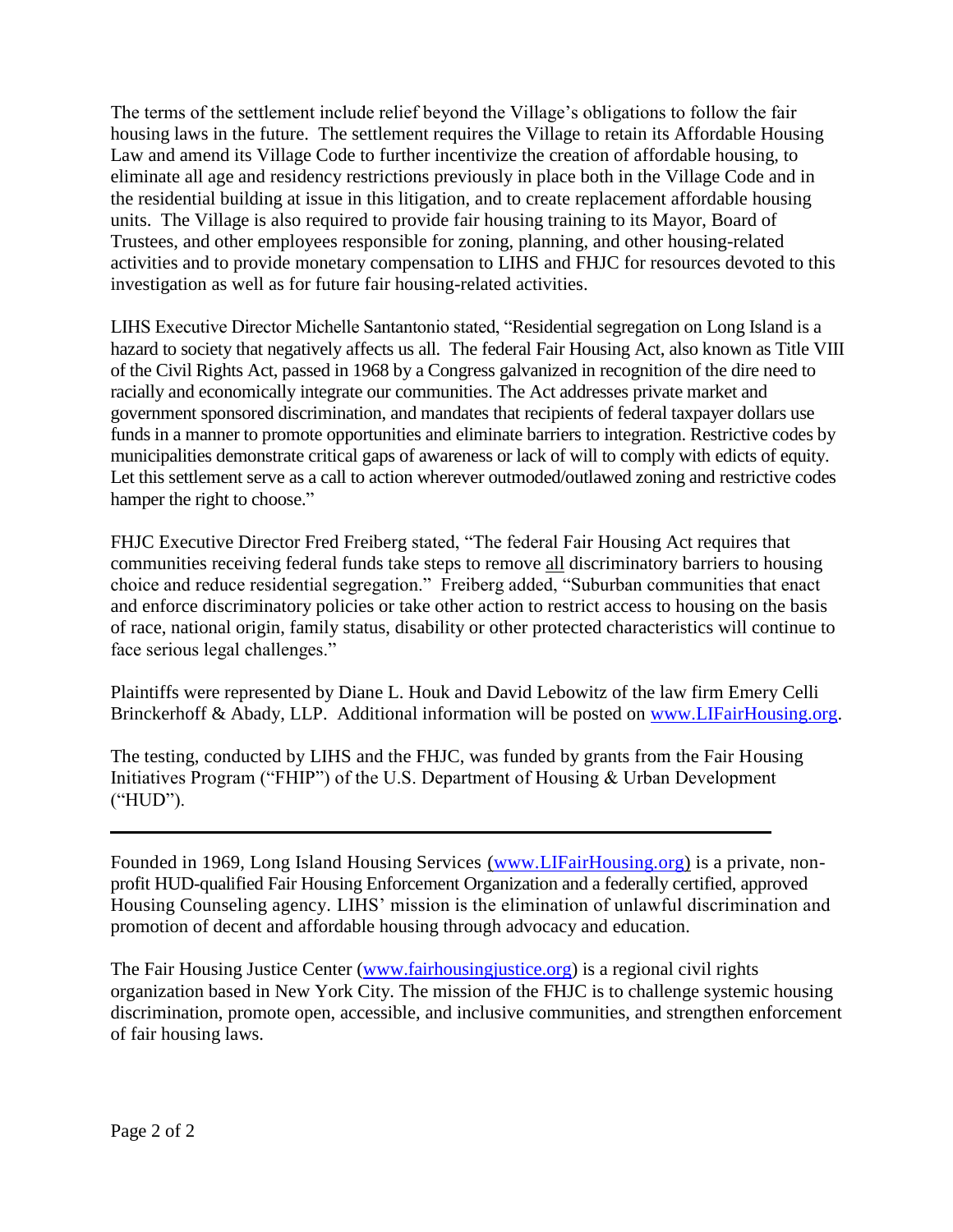The terms of the settlement include relief beyond the Village's obligations to follow the fair housing laws in the future. The settlement requires the Village to retain its Affordable Housing Law and amend its Village Code to further incentivize the creation of affordable housing, to eliminate all age and residency restrictions previously in place both in the Village Code and in the residential building at issue in this litigation, and to create replacement affordable housing units. The Village is also required to provide fair housing training to its Mayor, Board of Trustees, and other employees responsible for zoning, planning, and other housing-related activities and to provide monetary compensation to LIHS and FHJC for resources devoted to this investigation as well as for future fair housing-related activities.

LIHS Executive Director Michelle Santantonio stated, "Residential segregation on Long Island is a hazard to society that negatively affects us all. The federal Fair Housing Act, also known as Title VIII of the Civil Rights Act, passed in 1968 by a Congress galvanized in recognition of the dire need to racially and economically integrate our communities. The Act addresses private market and government sponsored discrimination, and mandates that recipients of federal taxpayer dollars use funds in a manner to promote opportunities and eliminate barriers to integration. Restrictive codes by municipalities demonstrate critical gaps of awareness or lack of will to comply with edicts of equity. Let this settlement serve as a call to action wherever outmoded/outlawed zoning and restrictive codes hamper the right to choose."

FHJC Executive Director Fred Freiberg stated, "The federal Fair Housing Act requires that communities receiving federal funds take steps to remove <u>all</u> discriminatory barriers to housing choice and reduce residential segregation." Freiberg added, "Suburban communities that enact and enforce discriminatory policies or take other action to restrict access to housing on the basis of race, national origin, family status, disability or other protected characteristics will continue to face serious legal challenges."

Plaintiffs were represented by Diane L. Houk and David Lebowitz of the law firm Emery Celli Brinckerhoff & Abady, LLP. Additional information will be posted on www.LIFairHousing.org.

The testing, conducted by LIHS and the FHJC, was funded by grants from the Fair Housing Initiatives Program ("FHIP") of the U.S. Department of Housing & Urban Development ("HUD").

---

Founded in 1969, Long Island Housing Services (www.LIFairHousing.org) is a private, non-profit HUD-qualified Fair Housing Enforcement Organization and a federally certified, approved Housing Counseling agency. LIHS' mission is the elimination of unlawful discrimination and promotion of decent and affordable housing through advocacy and education.

The Fair Housing Justice Center (www.fairhousingjustice.org) is a regional civil rights organization based in New York City. The mission of the FHJC is to challenge systemic housing discrimination, promote open, accessible, and inclusive communities, and strengthen enforcement of fair housing laws.